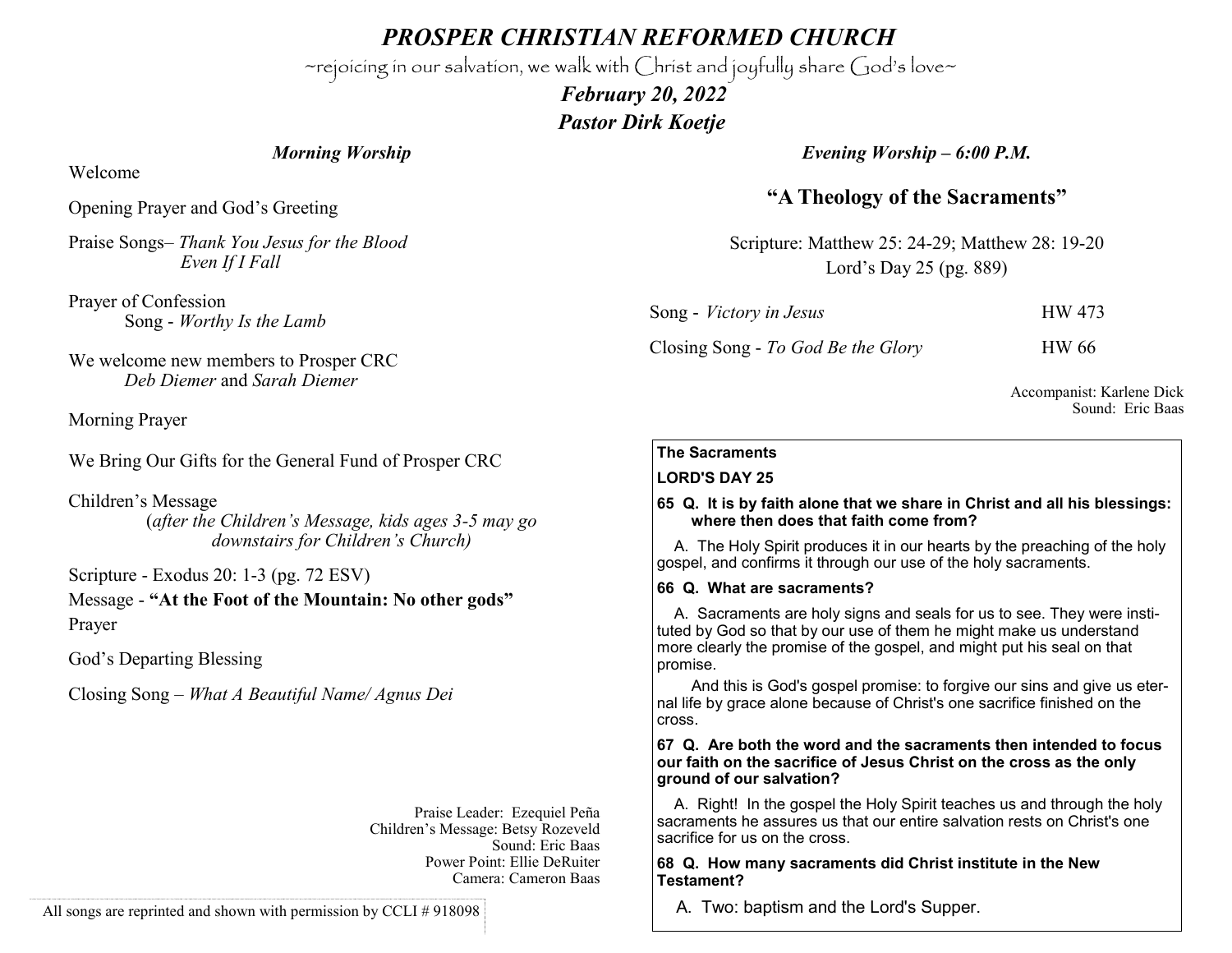# *PROSPER CHRISTIAN REFORMED CHURCH*

~rejoicing in our salvation, we walk with Christ and joyfully share God's love~

### *February 20, 2022*

### *Pastor Dirk Koetje*

## *Morning Worship*

Welcome

Opening Prayer and God's Greeting

Praise Songs– *Thank You Jesus for the Blood*
*Even If I Fall*

Prayer of Confession
Song - *Worthy Is the Lamb*

We welcome new members to Prosper CRC
*Deb Diemer* and *Sarah Diemer*

Morning Prayer

We Bring Our Gifts for the General Fund of Prosper CRC

Children's Message
(*after the Children's Message, kids ages 3-5 may go downstairs for Children's Church)*

Scripture - Exodus 20: 1-3 (pg. 72 ESV)

Message - **"At the Foot of the Mountain: No other gods"**

Prayer

God's Departing Blessing

Closing Song – *What A Beautiful Name/ Agnus Dei*

Praise Leader: Ezequiel Peña
Children's Message: Betsy Rozeveld
Sound: Eric Baas
Power Point: Ellie DeRuiter
Camera: Cameron Baas

All songs are reprinted and shown with permission by CCLI # 918098

## *Evening Worship – 6:00 P.M.*

### "A Theology of the Sacraments"

Scripture: Matthew 25: 24-29; Matthew 28: 19-20
Lord's Day 25 (pg. 889)

| | |
|---|---|
| Song - *Victory in Jesus* | HW 473 |
| Closing Song - *To God Be the Glory* | HW 66 |

Accompanist: Karlene Dick
Sound: Eric Baas

**The Sacraments**

**LORD'S DAY 25**

**65 Q. It is by faith alone that we share in Christ and all his blessings: where then does that faith come from?**

A. The Holy Spirit produces it in our hearts by the preaching of the holy gospel, and confirms it through our use of the holy sacraments.

**66 Q. What are sacraments?**

A. Sacraments are holy signs and seals for us to see. They were instituted by God so that by our use of them he might make us understand more clearly the promise of the gospel, and might put his seal on that promise.

And this is God's gospel promise: to forgive our sins and give us eternal life by grace alone because of Christ's one sacrifice finished on the cross.

**67 Q. Are both the word and the sacraments then intended to focus our faith on the sacrifice of Jesus Christ on the cross as the only ground of our salvation?**

A. Right! In the gospel the Holy Spirit teaches us and through the holy sacraments he assures us that our entire salvation rests on Christ's one sacrifice for us on the cross.

**68 Q. How many sacraments did Christ institute in the New Testament?**

A. Two: baptism and the Lord's Supper.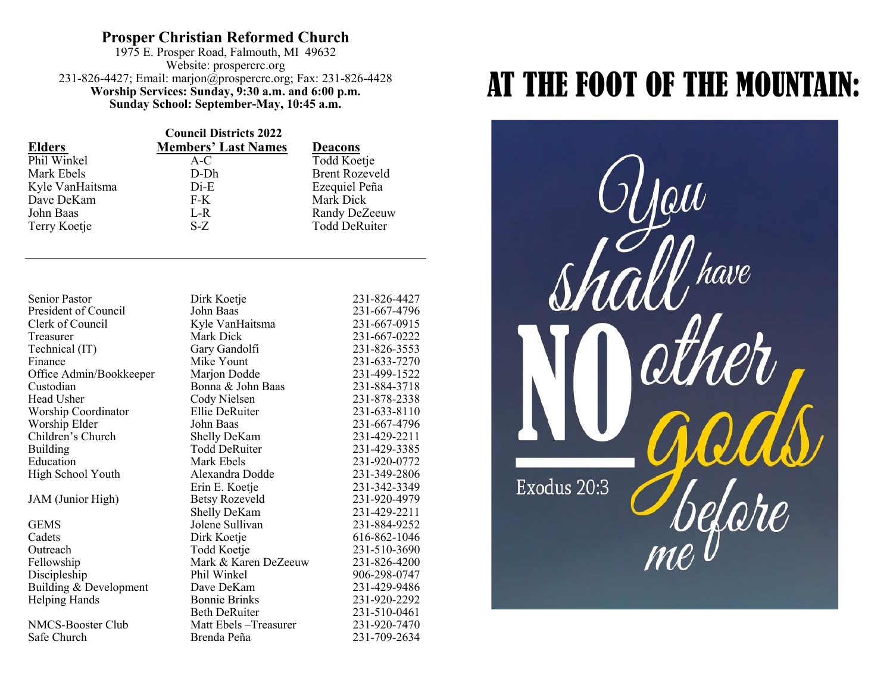# Prosper Christian Reformed Church

1975 E. Prosper Road, Falmouth, MI 49632
Website: prospercrc.org
231-826-4427; Email: marjon@prospercrc.org; Fax: 231-826-4428
**Worship Services: Sunday, 9:30 a.m. and 6:00 p.m.**
**Sunday School: September-May, 10:45 a.m.**

**Council Districts 2022**

| Elders | Members' Last Names | Deacons |
|---|---|---|
| Phil Winkel | A-C | Todd Koetje |
| Mark Ebels | D-Dh | Brent Rozeveld |
| Kyle VanHaitsma | Di-E | Ezequiel Peña |
| Dave DeKam | F-K | Mark Dick |
| John Baas | L-R | Randy DeZeeuw |
| Terry Koetje | S-Z | Todd DeRuiter |

---

| | | |
|---|---|---|
| Senior Pastor | Dirk Koetje | 231-826-4427 |
| President of Council | John Baas | 231-667-4796 |
| Clerk of Council | Kyle VanHaitsma | 231-667-0915 |
| Treasurer | Mark Dick | 231-667-0222 |
| Technical (IT) | Gary Gandolfi | 231-826-3553 |
| Finance | Mike Yount | 231-633-7270 |
| Office Admin/Bookkeeper | Marjon Dodde | 231-499-1522 |
| Custodian | Bonna & John Baas | 231-884-3718 |
| Head Usher | Cody Nielsen | 231-878-2338 |
| Worship Coordinator | Ellie DeRuiter | 231-633-8110 |
| Worship Elder | John Baas | 231-667-4796 |
| Children's Church | Shelly DeKam | 231-429-2211 |
| Building | Todd DeRuiter | 231-429-3385 |
| Education | Mark Ebels | 231-920-0772 |
| High School Youth | Alexandra Dodde | 231-349-2806 |
| | Erin E. Koetje | 231-342-3349 |
| JAM (Junior High) | Betsy Rozeveld | 231-920-4979 |
| | Shelly DeKam | 231-429-2211 |
| GEMS | Jolene Sullivan | 231-884-9252 |
| Cadets | Dirk Koetje | 616-862-1046 |
| Outreach | Todd Koetje | 231-510-3690 |
| Fellowship | Mark & Karen DeZeeuw | 231-826-4200 |
| Discipleship | Phil Winkel | 906-298-0747 |
| Building & Development | Dave DeKam | 231-429-9486 |
| Helping Hands | Bonnie Brinks | 231-920-2292 |
| | Beth DeRuiter | 231-510-0461 |
| NMCS-Booster Club | Matt Ebels –Treasurer | 231-920-7470 |
| Safe Church | Brenda Peña | 231-709-2634 |

# AT THE FOOT OF THE MOUNTAIN:

You shall have NO other gods before me

Exodus 20:3